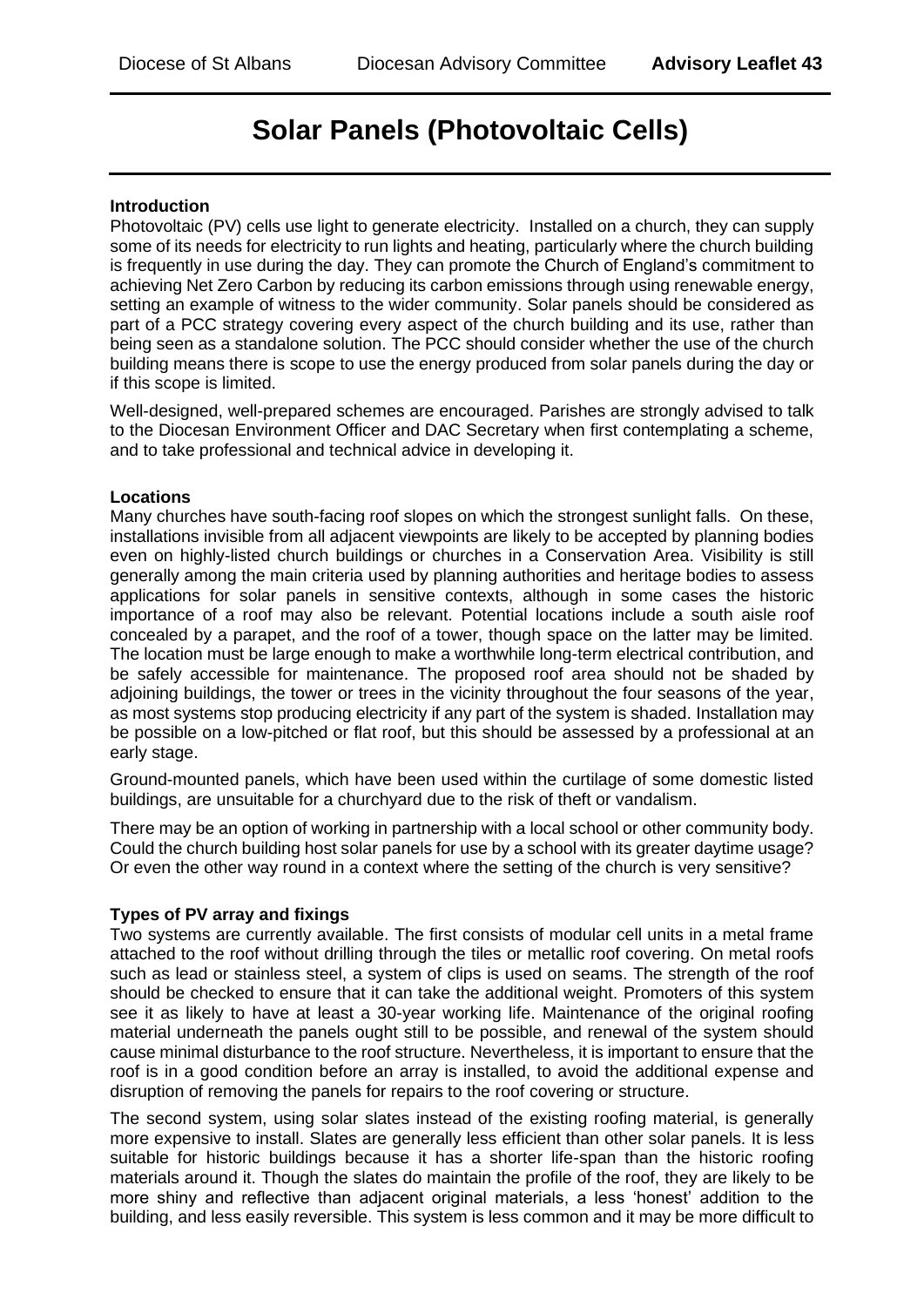# Solar Panels (Photovoltaic Cells)

**Introduction**

Photovoltaic (PV) cells use light to generate electricity. Installed on a church, they can supply some of its needs for electricity to run lights and heating, particularly where the church building is frequently in use during the day. They can promote the Church of England's commitment to achieving Net Zero Carbon by reducing its carbon emissions through using renewable energy, setting an example of witness to the wider community. Solar panels should be considered as part of a PCC strategy covering every aspect of the church building and its use, rather than being seen as a standalone solution. The PCC should consider whether the use of the church building means there is scope to use the energy produced from solar panels during the day or if this scope is limited.

Well-designed, well-prepared schemes are encouraged. Parishes are strongly advised to talk to the Diocesan Environment Officer and DAC Secretary when first contemplating a scheme, and to take professional and technical advice in developing it.

**Locations**

Many churches have south-facing roof slopes on which the strongest sunlight falls. On these, installations invisible from all adjacent viewpoints are likely to be accepted by planning bodies even on highly-listed church buildings or churches in a Conservation Area. Visibility is still generally among the main criteria used by planning authorities and heritage bodies to assess applications for solar panels in sensitive contexts, although in some cases the historic importance of a roof may also be relevant. Potential locations include a south aisle roof concealed by a parapet, and the roof of a tower, though space on the latter may be limited. The location must be large enough to make a worthwhile long-term electrical contribution, and be safely accessible for maintenance. The proposed roof area should not be shaded by adjoining buildings, the tower or trees in the vicinity throughout the four seasons of the year, as most systems stop producing electricity if any part of the system is shaded. Installation may be possible on a low-pitched or flat roof, but this should be assessed by a professional at an early stage.

Ground-mounted panels, which have been used within the curtilage of some domestic listed buildings, are unsuitable for a churchyard due to the risk of theft or vandalism.

There may be an option of working in partnership with a local school or other community body. Could the church building host solar panels for use by a school with its greater daytime usage? Or even the other way round in a context where the setting of the church is very sensitive?

**Types of PV array and fixings**

Two systems are currently available. The first consists of modular cell units in a metal frame attached to the roof without drilling through the tiles or metallic roof covering. On metal roofs such as lead or stainless steel, a system of clips is used on seams. The strength of the roof should be checked to ensure that it can take the additional weight. Promoters of this system see it as likely to have at least a 30-year working life. Maintenance of the original roofing material underneath the panels ought still to be possible, and renewal of the system should cause minimal disturbance to the roof structure. Nevertheless, it is important to ensure that the roof is in a good condition before an array is installed, to avoid the additional expense and disruption of removing the panels for repairs to the roof covering or structure.

The second system, using solar slates instead of the existing roofing material, is generally more expensive to install. Slates are generally less efficient than other solar panels. It is less suitable for historic buildings because it has a shorter life-span than the historic roofing materials around it. Though the slates do maintain the profile of the roof, they are likely to be more shiny and reflective than adjacent original materials, a less 'honest' addition to the building, and less easily reversible. This system is less common and it may be more difficult to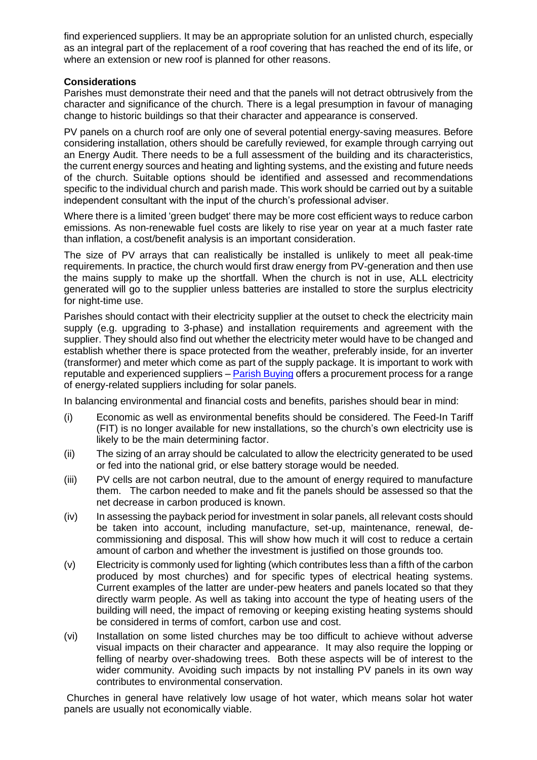find experienced suppliers. It may be an appropriate solution for an unlisted church, especially as an integral part of the replacement of a roof covering that has reached the end of its life, or where an extension or new roof is planned for other reasons.

**Considerations**

Parishes must demonstrate their need and that the panels will not detract obtrusively from the character and significance of the church. There is a legal presumption in favour of managing change to historic buildings so that their character and appearance is conserved.

PV panels on a church roof are only one of several potential energy-saving measures. Before considering installation, others should be carefully reviewed, for example through carrying out an Energy Audit. There needs to be a full assessment of the building and its characteristics, the current energy sources and heating and lighting systems, and the existing and future needs of the church. Suitable options should be identified and assessed and recommendations specific to the individual church and parish made. This work should be carried out by a suitable independent consultant with the input of the church's professional adviser.

Where there is a limited 'green budget' there may be more cost efficient ways to reduce carbon emissions. As non-renewable fuel costs are likely to rise year on year at a much faster rate than inflation, a cost/benefit analysis is an important consideration.

The size of PV arrays that can realistically be installed is unlikely to meet all peak-time requirements. In practice, the church would first draw energy from PV-generation and then use the mains supply to make up the shortfall. When the church is not in use, ALL electricity generated will go to the supplier unless batteries are installed to store the surplus electricity for night-time use.

Parishes should contact with their electricity supplier at the outset to check the electricity main supply (e.g. upgrading to 3-phase) and installation requirements and agreement with the supplier. They should also find out whether the electricity meter would have to be changed and establish whether there is space protected from the weather, preferably inside, for an inverter (transformer) and meter which come as part of the supply package. It is important to work with reputable and experienced suppliers – [Parish Buying] offers a procurement process for a range of energy-related suppliers including for solar panels.

In balancing environmental and financial costs and benefits, parishes should bear in mind:

(i) Economic as well as environmental benefits should be considered. The Feed-In Tariff (FIT) is no longer available for new installations, so the church's own electricity use is likely to be the main determining factor.

(ii) The sizing of an array should be calculated to allow the electricity generated to be used or fed into the national grid, or else battery storage would be needed.

(iii) PV cells are not carbon neutral, due to the amount of energy required to manufacture them. The carbon needed to make and fit the panels should be assessed so that the net decrease in carbon produced is known.

(iv) In assessing the payback period for investment in solar panels, all relevant costs should be taken into account, including manufacture, set-up, maintenance, renewal, de-commissioning and disposal. This will show how much it will cost to reduce a certain amount of carbon and whether the investment is justified on those grounds too.

(v) Electricity is commonly used for lighting (which contributes less than a fifth of the carbon produced by most churches) and for specific types of electrical heating systems. Current examples of the latter are under-pew heaters and panels located so that they directly warm people. As well as taking into account the type of heating users of the building will need, the impact of removing or keeping existing heating systems should be considered in terms of comfort, carbon use and cost.

(vi) Installation on some listed churches may be too difficult to achieve without adverse visual impacts on their character and appearance. It may also require the lopping or felling of nearby over-shadowing trees. Both these aspects will be of interest to the wider community. Avoiding such impacts by not installing PV panels in its own way contributes to environmental conservation.

Churches in general have relatively low usage of hot water, which means solar hot water panels are usually not economically viable.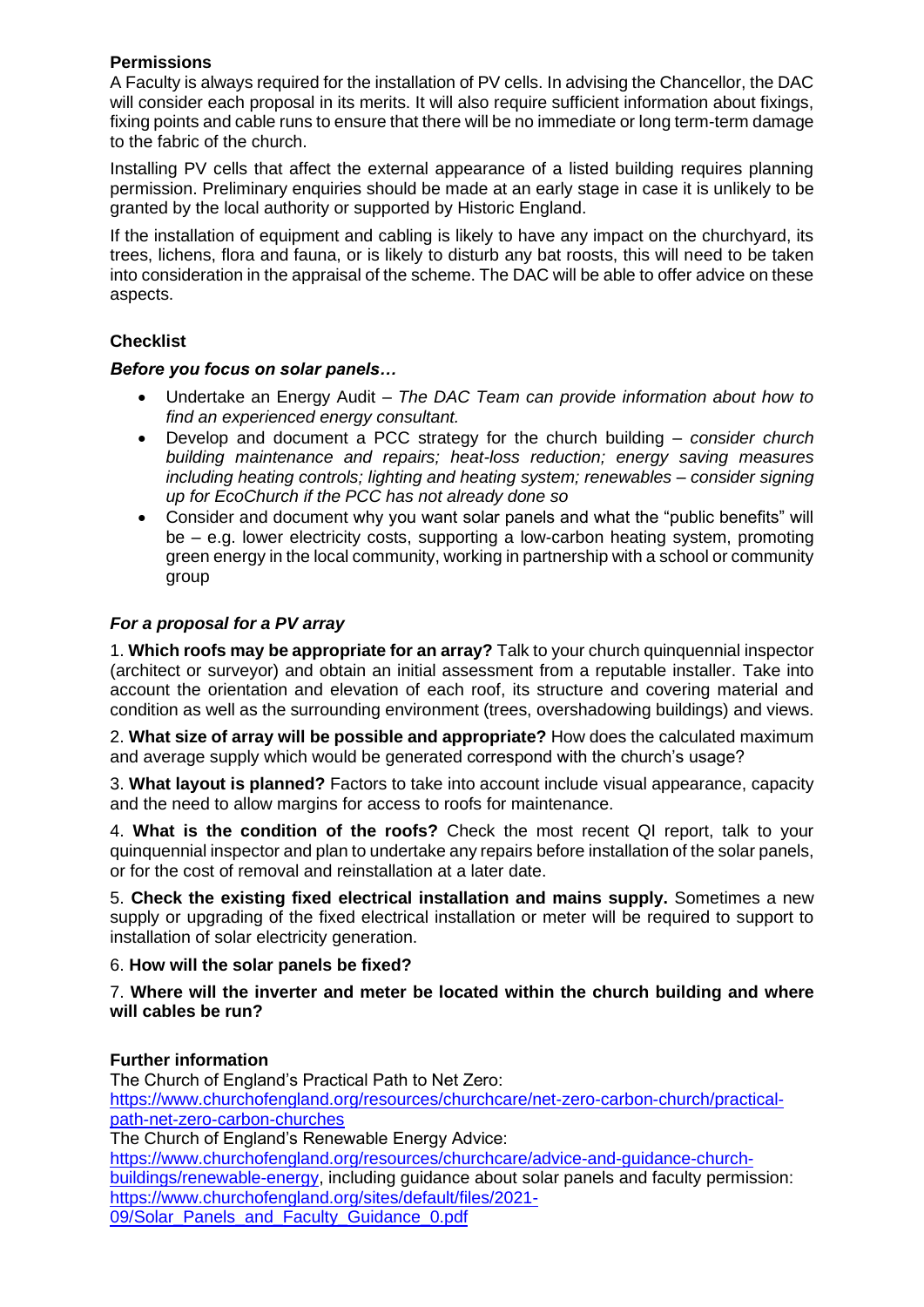**Permissions**

A Faculty is always required for the installation of PV cells. In advising the Chancellor, the DAC will consider each proposal in its merits. It will also require sufficient information about fixings, fixing points and cable runs to ensure that there will be no immediate or long term-term damage to the fabric of the church.

Installing PV cells that affect the external appearance of a listed building requires planning permission. Preliminary enquiries should be made at an early stage in case it is unlikely to be granted by the local authority or supported by Historic England.

If the installation of equipment and cabling is likely to have any impact on the churchyard, its trees, lichens, flora and fauna, or is likely to disturb any bat roosts, this will need to be taken into consideration in the appraisal of the scheme. The DAC will be able to offer advice on these aspects.

**Checklist**

***Before you focus on solar panels…***

- Undertake an Energy Audit – *The DAC Team can provide information about how to find an experienced energy consultant.*
- Develop and document a PCC strategy for the church building – *consider church building maintenance and repairs; heat-loss reduction; energy saving measures including heating controls; lighting and heating system; renewables – consider signing up for EcoChurch if the PCC has not already done so*
- Consider and document why you want solar panels and what the "public benefits" will be – e.g. lower electricity costs, supporting a low-carbon heating system, promoting green energy in the local community, working in partnership with a school or community group

***For a proposal for a PV array***

1. **Which roofs may be appropriate for an array?** Talk to your church quinquennial inspector (architect or surveyor) and obtain an initial assessment from a reputable installer. Take into account the orientation and elevation of each roof, its structure and covering material and condition as well as the surrounding environment (trees, overshadowing buildings) and views.

2. **What size of array will be possible and appropriate?** How does the calculated maximum and average supply which would be generated correspond with the church's usage?

3. **What layout is planned?** Factors to take into account include visual appearance, capacity and the need to allow margins for access to roofs for maintenance.

4. **What is the condition of the roofs?** Check the most recent QI report, talk to your quinquennial inspector and plan to undertake any repairs before installation of the solar panels, or for the cost of removal and reinstallation at a later date.

5. **Check the existing fixed electrical installation and mains supply.** Sometimes a new supply or upgrading of the fixed electrical installation or meter will be required to support to installation of solar electricity generation.

6. **How will the solar panels be fixed?**

7. **Where will the inverter and meter be located within the church building and where will cables be run?**

**Further information**

The Church of England's Practical Path to Net Zero:
https://www.churchofengland.org/resources/churchcare/net-zero-carbon-church/practical-path-net-zero-carbon-churches

The Church of England's Renewable Energy Advice:
https://www.churchofengland.org/resources/churchcare/advice-and-guidance-church-buildings/renewable-energy, including guidance about solar panels and faculty permission:
https://www.churchofengland.org/sites/default/files/2021-09/Solar_Panels_and_Faculty_Guidance_0.pdf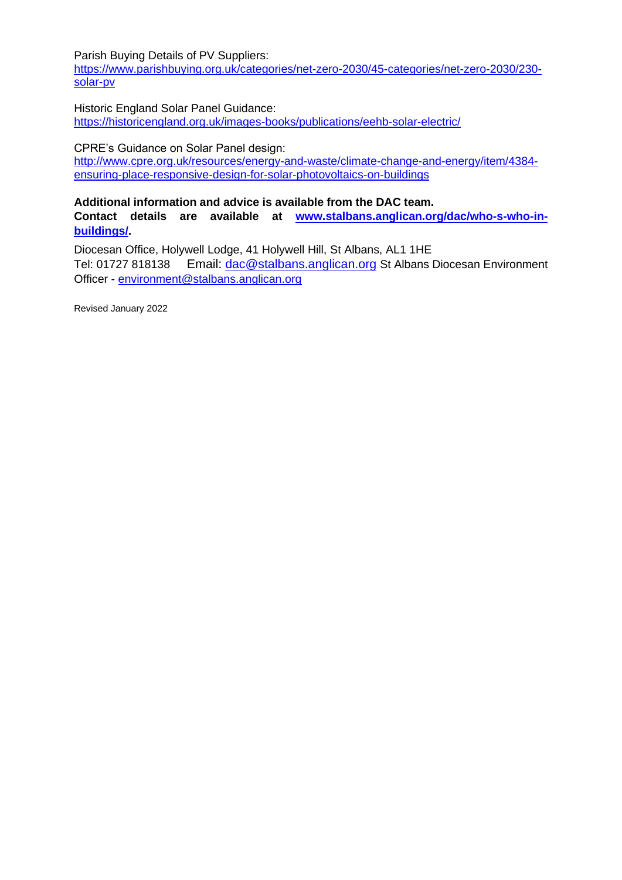Parish Buying Details of PV Suppliers:
https://www.parishbuying.org.uk/categories/net-zero-2030/45-categories/net-zero-2030/230-solar-pv

Historic England Solar Panel Guidance:
https://historicengland.org.uk/images-books/publications/eehb-solar-electric/

CPRE's Guidance on Solar Panel design:
http://www.cpre.org.uk/resources/energy-and-waste/climate-change-and-energy/item/4384-ensuring-place-responsive-design-for-solar-photovoltaics-on-buildings

**Additional information and advice is available from the DAC team.**
**Contact details are available at www.stalbans.anglican.org/dac/who-s-who-in-buildings/.**

Diocesan Office, Holywell Lodge, 41 Holywell Hill, St Albans, AL1 1HE
Tel: 01727 818138 Email: dac@stalbans.anglican.org St Albans Diocesan Environment Officer - environment@stalbans.anglican.org

Revised January 2022